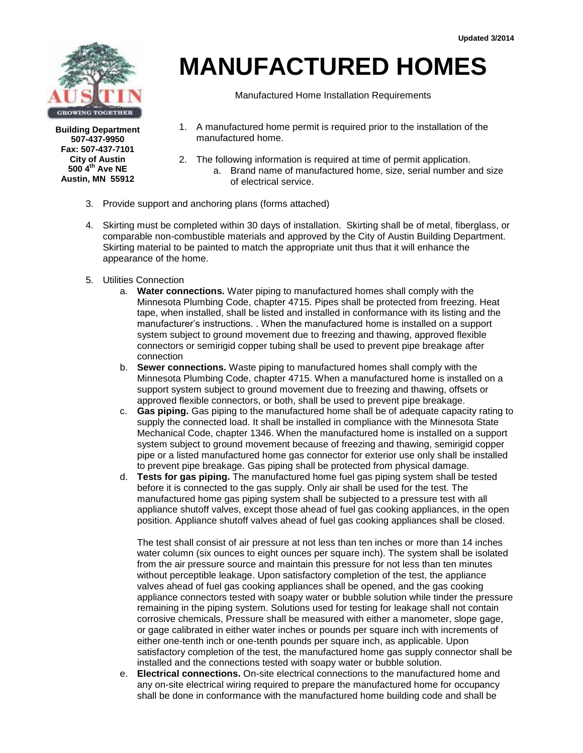Updated 3/2014

# MANUFACTURED HOMES

Manufactured Home Installation Requirements

**Building Department**
**507-437-9950**
**Fax: 507-437-7101**
**City of Austin**
**500 4th Ave NE**
**Austin, MN 55912**

1. A manufactured home permit is required prior to the installation of the manufactured home.
2. The following information is required at time of permit application.
   a. Brand name of manufactured home, size, serial number and size of electrical service.
3. Provide support and anchoring plans (forms attached)
4. Skirting must be completed within 30 days of installation. Skirting shall be of metal, fiberglass, or comparable non-combustible materials and approved by the City of Austin Building Department. Skirting material to be painted to match the appropriate unit thus that it will enhance the appearance of the home.
5. Utilities Connection
   a. **Water connections.** Water piping to manufactured homes shall comply with the Minnesota Plumbing Code, chapter 4715. Pipes shall be protected from freezing. Heat tape, when installed, shall be listed and installed in conformance with its listing and the manufacturer's instructions. . When the manufactured home is installed on a support system subject to ground movement due to freezing and thawing, approved flexible connectors or semirigid copper tubing shall be used to prevent pipe breakage after connection
   b. **Sewer connections.** Waste piping to manufactured homes shall comply with the Minnesota Plumbing Code, chapter 4715. When a manufactured home is installed on a support system subject to ground movement due to freezing and thawing, offsets or approved flexible connectors, or both, shall be used to prevent pipe breakage.
   c. **Gas piping.** Gas piping to the manufactured home shall be of adequate capacity rating to supply the connected load. It shall be installed in compliance with the Minnesota State Mechanical Code, chapter 1346. When the manufactured home is installed on a support system subject to ground movement because of freezing and thawing, semirigid copper pipe or a listed manufactured home gas connector for exterior use only shall be installed to prevent pipe breakage. Gas piping shall be protected from physical damage.
   d. **Tests for gas piping.** The manufactured home fuel gas piping system shall be tested before it is connected to the gas supply. Only air shall be used for the test. The manufactured home gas piping system shall be subjected to a pressure test with all appliance shutoff valves, except those ahead of fuel gas cooking appliances, in the open position. Appliance shutoff valves ahead of fuel gas cooking appliances shall be closed.

      The test shall consist of air pressure at not less than ten inches or more than 14 inches water column (six ounces to eight ounces per square inch). The system shall be isolated from the air pressure source and maintain this pressure for not less than ten minutes without perceptible leakage. Upon satisfactory completion of the test, the appliance valves ahead of fuel gas cooking appliances shall be opened, and the gas cooking appliance connectors tested with soapy water or bubble solution while tinder the pressure remaining in the piping system. Solutions used for testing for leakage shall not contain corrosive chemicals, Pressure shall be measured with either a manometer, slope gage, or gage calibrated in either water inches or pounds per square inch with increments of either one-tenth inch or one-tenth pounds per square inch, as applicable. Upon satisfactory completion of the test, the manufactured home gas supply connector shall be installed and the connections tested with soapy water or bubble solution.
   e. **Electrical connections.** On-site electrical connections to the manufactured home and any on-site electrical wiring required to prepare the manufactured home for occupancy shall be done in conformance with the manufactured home building code and shall be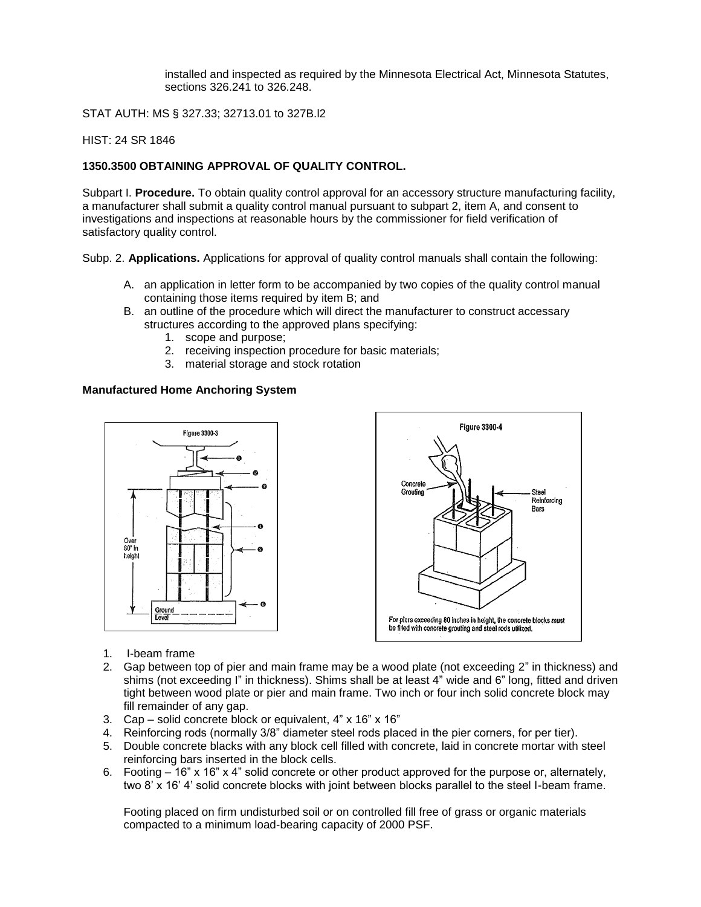installed and inspected as required by the Minnesota Electrical Act, Minnesota Statutes, sections 326.241 to 326.248.

STAT AUTH: MS § 327.33; 32713.01 to 327B.l2

HIST: 24 SR 1846

**1350.3500 OBTAINING APPROVAL OF QUALITY CONTROL.**

Subpart I. **Procedure.** To obtain quality control approval for an accessory structure manufacturing facility, a manufacturer shall submit a quality control manual pursuant to subpart 2, item A, and consent to investigations and inspections at reasonable hours by the commissioner for field verification of satisfactory quality control.

Subp. 2. **Applications.** Applications for approval of quality control manuals shall contain the following:

A. an application in letter form to be accompanied by two copies of the quality control manual containing those items required by item B; and
B. an outline of the procedure which will direct the manufacturer to construct accessary structures according to the approved plans specifying:
   1. scope and purpose;
   2. receiving inspection procedure for basic materials;
   3. material storage and stock rotation

**Manufactured Home Anchoring System**

Figure 3300-3

Over 80" in height

Ground Level

Figure 3300-4

Concrete Grouting

Steel Reinforcing Bars

For piers exceeding 80 inches in height, the concrete blocks must be filled with concrete grouting and steel rods utilized.

1. I-beam frame
2. Gap between top of pier and main frame may be a wood plate (not exceeding 2" in thickness) and shims (not exceeding I" in thickness). Shims shall be at least 4" wide and 6" long, fitted and driven tight between wood plate or pier and main frame. Two inch or four inch solid concrete block may fill remainder of any gap.
3. Cap – solid concrete block or equivalent, 4" x 16" x 16"
4. Reinforcing rods (normally 3/8" diameter steel rods placed in the pier corners, for per tier).
5. Double concrete blacks with any block cell filled with concrete, laid in concrete mortar with steel reinforcing bars inserted in the block cells.
6. Footing – 16" x 16" x 4" solid concrete or other product approved for the purpose or, alternately, two 8' x 16' 4' solid concrete blocks with joint between blocks parallel to the steel I-beam frame.

   Footing placed on firm undisturbed soil or on controlled fill free of grass or organic materials compacted to a minimum load-bearing capacity of 2000 PSF.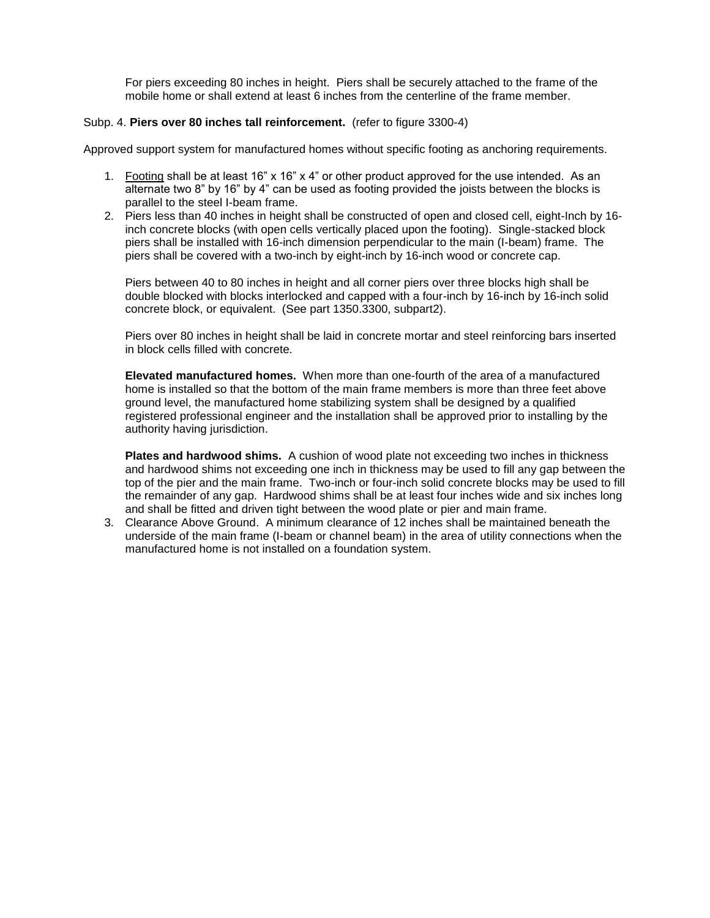For piers exceeding 80 inches in height. Piers shall be securely attached to the frame of the mobile home or shall extend at least 6 inches from the centerline of the frame member.

Subp. 4. **Piers over 80 inches tall reinforcement.** (refer to figure 3300-4)

Approved support system for manufactured homes without specific footing as anchoring requirements.

1. Footing shall be at least 16" x 16" x 4" or other product approved for the use intended. As an alternate two 8" by 16" by 4" can be used as footing provided the joists between the blocks is parallel to the steel I-beam frame.
2. Piers less than 40 inches in height shall be constructed of open and closed cell, eight-Inch by 16-inch concrete blocks (with open cells vertically placed upon the footing). Single-stacked block piers shall be installed with 16-inch dimension perpendicular to the main (I-beam) frame. The piers shall be covered with a two-inch by eight-inch by 16-inch wood or concrete cap.

   Piers between 40 to 80 inches in height and all corner piers over three blocks high shall be double blocked with blocks interlocked and capped with a four-inch by 16-inch by 16-inch solid concrete block, or equivalent. (See part 1350.3300, subpart2).

   Piers over 80 inches in height shall be laid in concrete mortar and steel reinforcing bars inserted in block cells filled with concrete.

   **Elevated manufactured homes.** When more than one-fourth of the area of a manufactured home is installed so that the bottom of the main frame members is more than three feet above ground level, the manufactured home stabilizing system shall be designed by a qualified registered professional engineer and the installation shall be approved prior to installing by the authority having jurisdiction.

   **Plates and hardwood shims.** A cushion of wood plate not exceeding two inches in thickness and hardwood shims not exceeding one inch in thickness may be used to fill any gap between the top of the pier and the main frame. Two-inch or four-inch solid concrete blocks may be used to fill the remainder of any gap. Hardwood shims shall be at least four inches wide and six inches long and shall be fitted and driven tight between the wood plate or pier and main frame.
3. Clearance Above Ground. A minimum clearance of 12 inches shall be maintained beneath the underside of the main frame (I-beam or channel beam) in the area of utility connections when the manufactured home is not installed on a foundation system.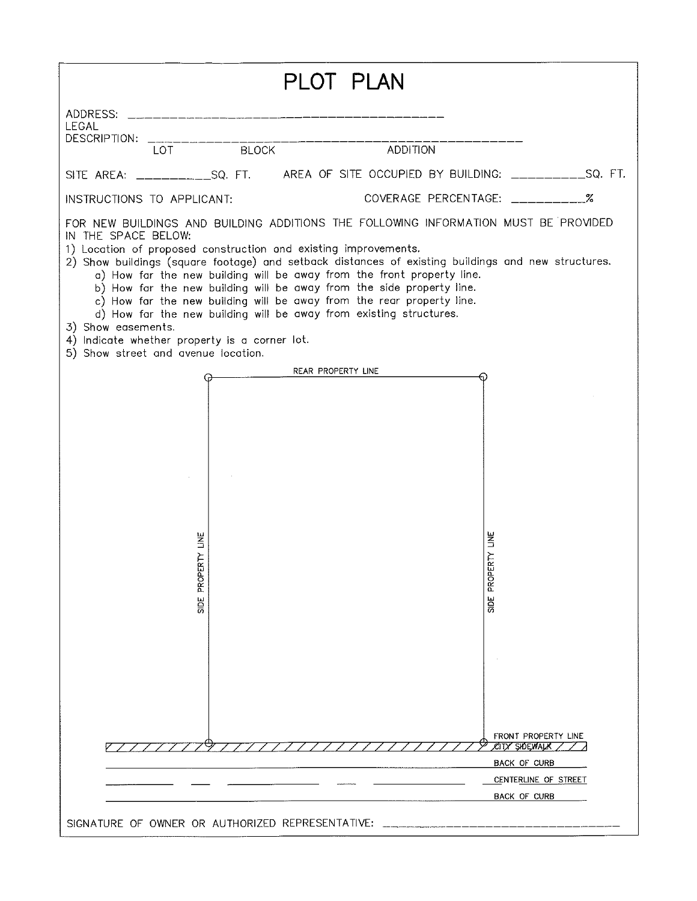# PLOT PLAN

ADDRESS: ___________________________________________

LEGAL DESCRIPTION: ___________________________________________

LOT BLOCK ADDITION

SITE AREA: __________SQ. FT. AREA OF SITE OCCUPIED BY BUILDING: __________SQ. FT.

INSTRUCTIONS TO APPLICANT: COVERAGE PERCENTAGE: __________%

FOR NEW BUILDINGS AND BUILDING ADDITIONS THE FOLLOWING INFORMATION MUST BE PROVIDED IN THE SPACE BELOW:

1) Location of proposed construction and existing improvements.
2) Show buildings (square footage) and setback distances of existing buildings and new structures.
   a) How far the new building will be away from the front property line.
   b) How far the new building will be away from the side property line.
   c) How far the new building will be away from the rear property line.
   d) How far the new building will be away from existing structures.
3) Show easements.
4) Indicate whether property is a corner lot.
5) Show street and avenue location.

REAR PROPERTY LINE

SIDE PROPERTY LINE

SIDE PROPERTY LINE

FRONT PROPERTY LINE

CITY SIDEWALK

BACK OF CURB

CENTERLINE OF STREET

BACK OF CURB

SIGNATURE OF OWNER OR AUTHORIZED REPRESENTATIVE: ___________________________________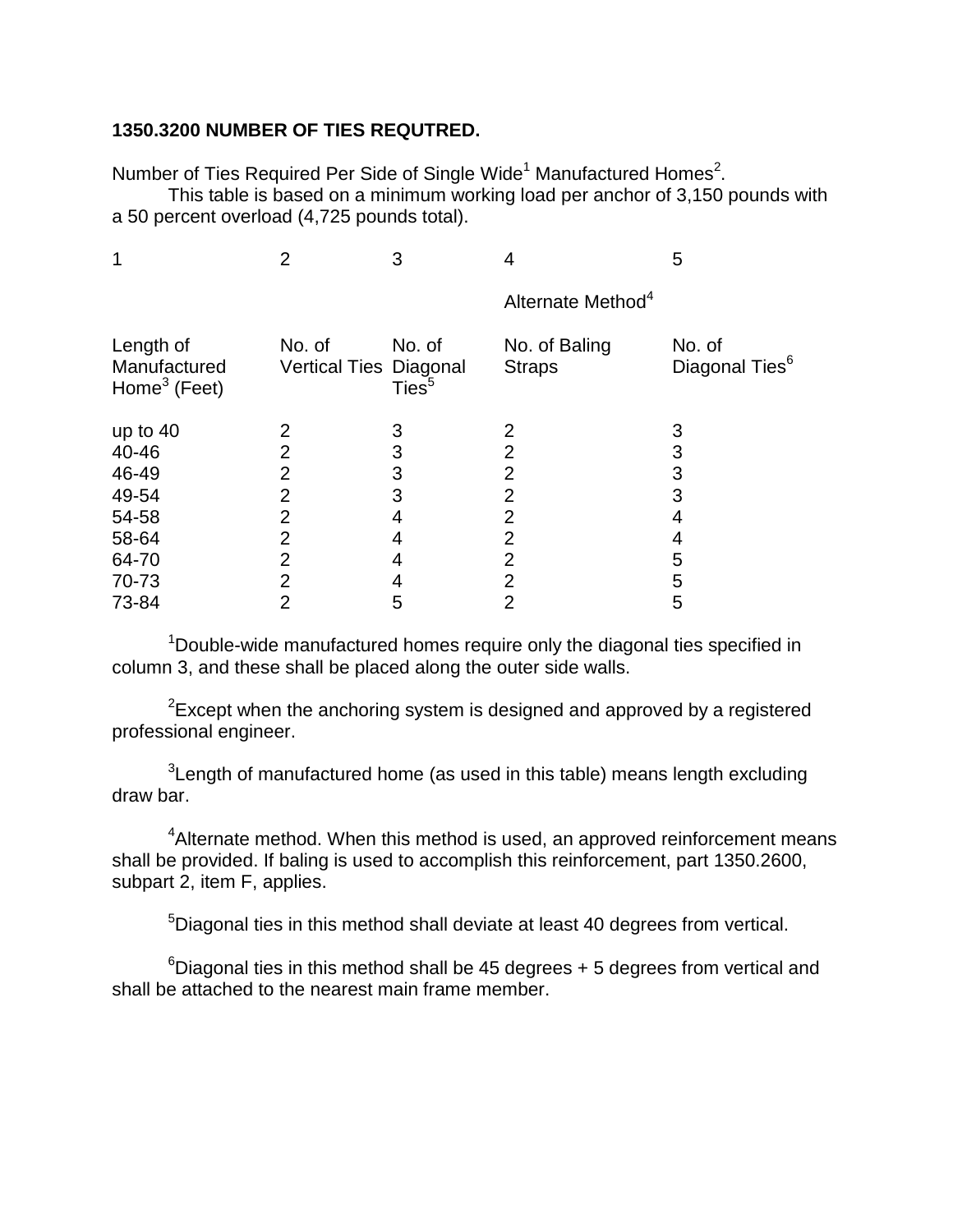**1350.3200 NUMBER OF TIES REQUTRED.**

Number of Ties Required Per Side of Single Wide[1] Manufactured Homes[2].

This table is based on a minimum working load per anchor of 3,150 pounds with a 50 percent overload (4,725 pounds total).

| 1 | 2 | 3 | 4 | 5 |
|---|---|---|---|---|
| | | | Alternate Method[4] | |
| Length of Manufactured Home[3] (Feet) | No. of Vertical Ties | No. of Diagonal Ties[5] | No. of Baling Straps | No. of Diagonal Ties[6] |
| up to 40 | 2 | 3 | 2 | 3 |
| 40-46 | 2 | 3 | 2 | 3 |
| 46-49 | 2 | 3 | 2 | 3 |
| 49-54 | 2 | 3 | 2 | 3 |
| 54-58 | 2 | 4 | 2 | 4 |
| 58-64 | 2 | 4 | 2 | 4 |
| 64-70 | 2 | 4 | 2 | 5 |
| 70-73 | 2 | 4 | 2 | 5 |
| 73-84 | 2 | 5 | 2 | 5 |

[1]Double-wide manufactured homes require only the diagonal ties specified in column 3, and these shall be placed along the outer side walls.

[2]Except when the anchoring system is designed and approved by a registered professional engineer.

[3]Length of manufactured home (as used in this table) means length excluding draw bar.

[4]Alternate method. When this method is used, an approved reinforcement means shall be provided. If baling is used to accomplish this reinforcement, part 1350.2600, subpart 2, item F, applies.

[5]Diagonal ties in this method shall deviate at least 40 degrees from vertical.

[6]Diagonal ties in this method shall be 45 degrees + 5 degrees from vertical and shall be attached to the nearest main frame member.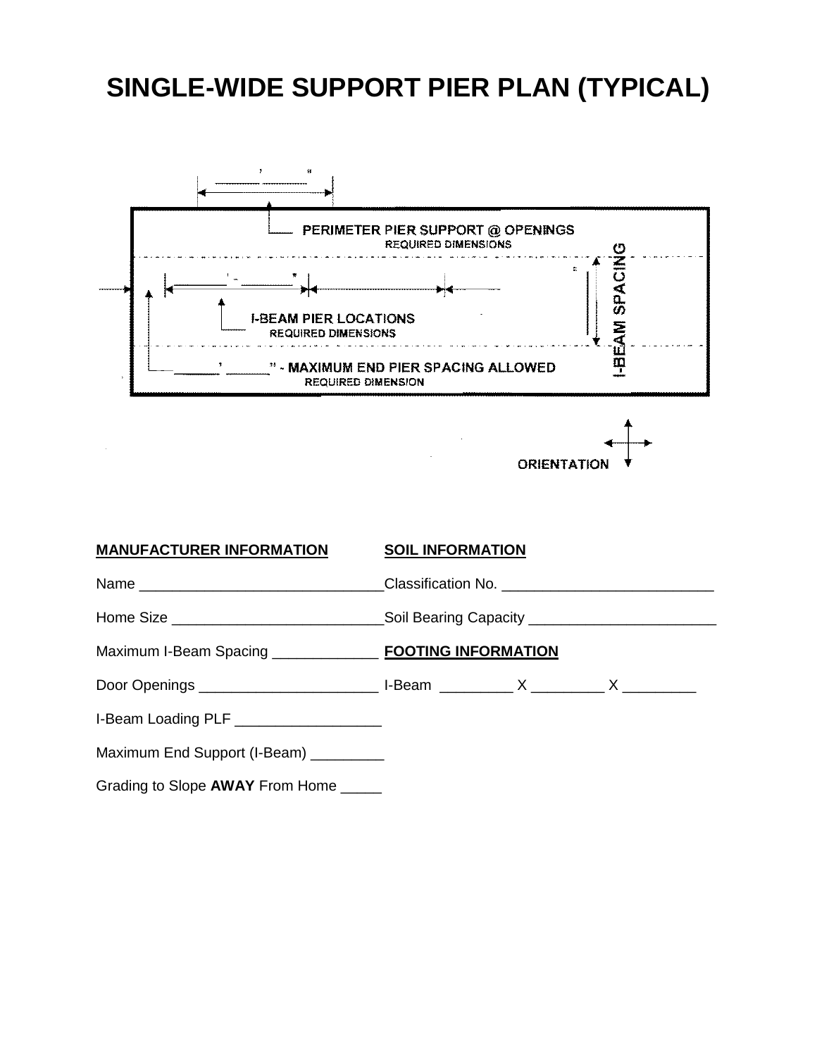# SINGLE-WIDE SUPPORT PIER PLAN (TYPICAL)

PERIMETER PIER SUPPORT @ OPENINGS
REQUIRED DIMENSIONS

I-BEAM PIER LOCATIONS
REQUIRED DIMENSIONS

\_\_\_\_\_\_' \_\_\_\_\_\_" - MAXIMUM END PIER SPACING ALLOWED
REQUIRED DIMENSION

I-BEAM SPACING

ORIENTATION

**MANUFACTURER INFORMATION**

Name ______________________________

Home Size __________________________

Maximum I-Beam Spacing _____________

Door Openings ______________________

I-Beam Loading PLF __________________

Maximum End Support (I-Beam) _________

Grading to Slope **AWAY** From Home _____

**SOIL INFORMATION**

Classification No. __________________________

Soil Bearing Capacity _______________________

**FOOTING INFORMATION**

I-Beam _________ X _________ X _________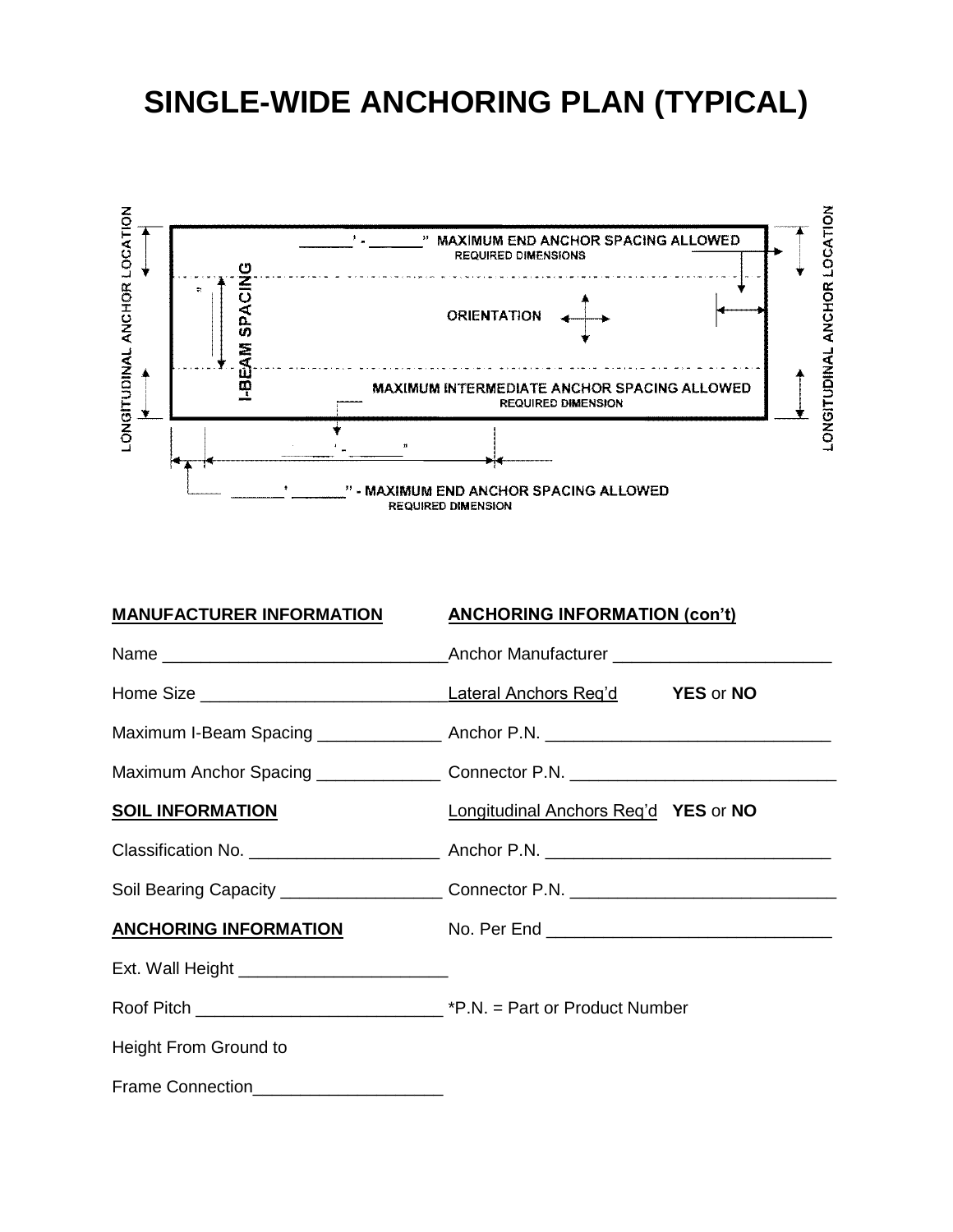# SINGLE-WIDE ANCHORING PLAN (TYPICAL)

LONGITUDINAL ANCHOR LOCATION

_______' - ______" MAXIMUM END ANCHOR SPACING ALLOWED
REQUIRED DIMENSIONS

I-BEAM SPACING

ORIENTATION

MAXIMUM INTERMEDIATE ANCHOR SPACING ALLOWED
REQUIRED DIMENSION

_______' - _______"

_______' _______" - MAXIMUM END ANCHOR SPACING ALLOWED
REQUIRED DIMENSION

LONGITUDINAL ANCHOR LOCATION

**MANUFACTURER INFORMATION**

Name ______________________________

Home Size __________________________

Maximum I-Beam Spacing _____________

Maximum Anchor Spacing _____________

**SOIL INFORMATION**

Classification No. ____________________

Soil Bearing Capacity _________________

**ANCHORING INFORMATION**

Ext. Wall Height ______________________

Roof Pitch __________________________

Height From Ground to

Frame Connection____________________

**ANCHORING INFORMATION (con't)**

Anchor Manufacturer _______________________

Lateral Anchors Req'd **YES** or **NO**

Anchor P.N. ______________________________

Connector P.N. ____________________________

Longitudinal Anchors Req'd **YES** or **NO**

Anchor P.N. ______________________________

Connector P.N. ____________________________

No. Per End ______________________________

*P.N. = Part or Product Number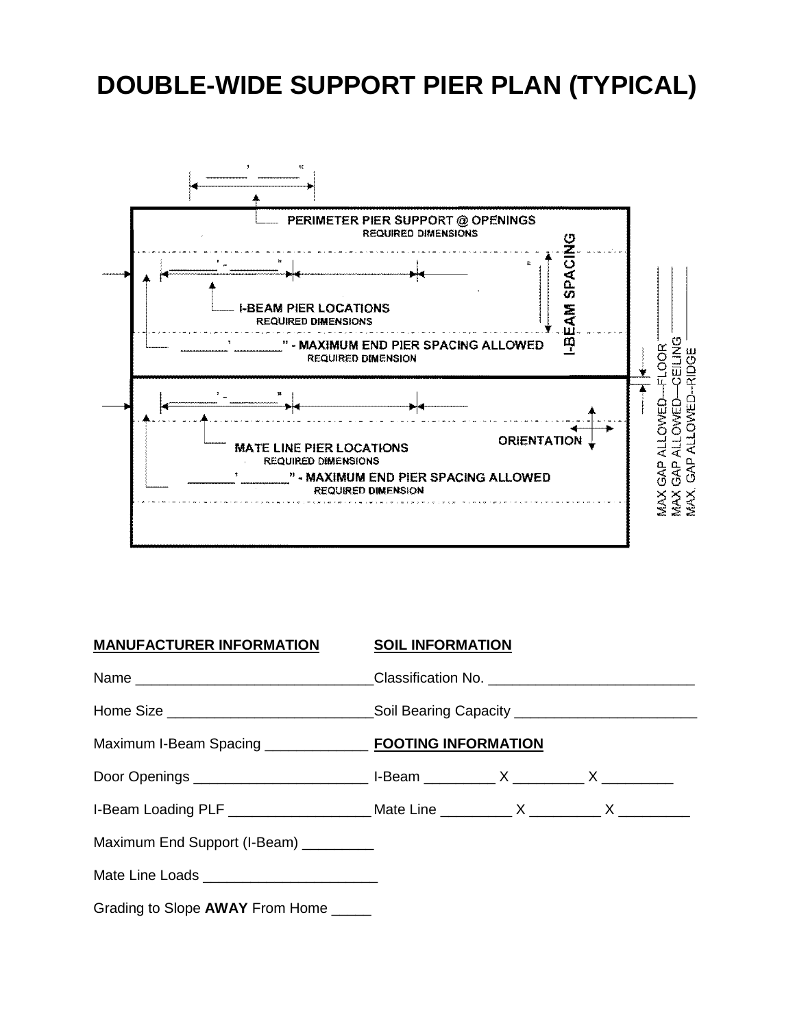# DOUBLE-WIDE SUPPORT PIER PLAN (TYPICAL)

_______' _______"

PERIMETER PIER SUPPORT @ OPENINGS
REQUIRED DIMENSIONS

_______' – _______"

I-BEAM PIER LOCATIONS
REQUIRED DIMENSIONS

_______' _______" - MAXIMUM END PIER SPACING ALLOWED
REQUIRED DIMENSION

I-BEAM SPACING

_______' – _______"

MATE LINE PIER LOCATIONS
REQUIRED DIMENSIONS

_______' _______" - MAXIMUM END PIER SPACING ALLOWED
REQUIRED DIMENSION

ORIENTATION

MAX GAP ALLOWED—FLOOR _______
MAX GAP ALLOWED—CEILING _______
MAX. GAP ALLOWED--RIDGE _______

**MANUFACTURER INFORMATION**

Name _______________________________

Home Size __________________________

Maximum I-Beam Spacing _____________

Door Openings ______________________

I-Beam Loading PLF __________________

Maximum End Support (I-Beam) _________

Mate Line Loads ______________________

Grading to Slope **AWAY** From Home _____

**SOIL INFORMATION**

Classification No. __________________________

Soil Bearing Capacity _______________________

**FOOTING INFORMATION**

I-Beam _________ X _________ X _________

Mate Line _________ X _________ X _________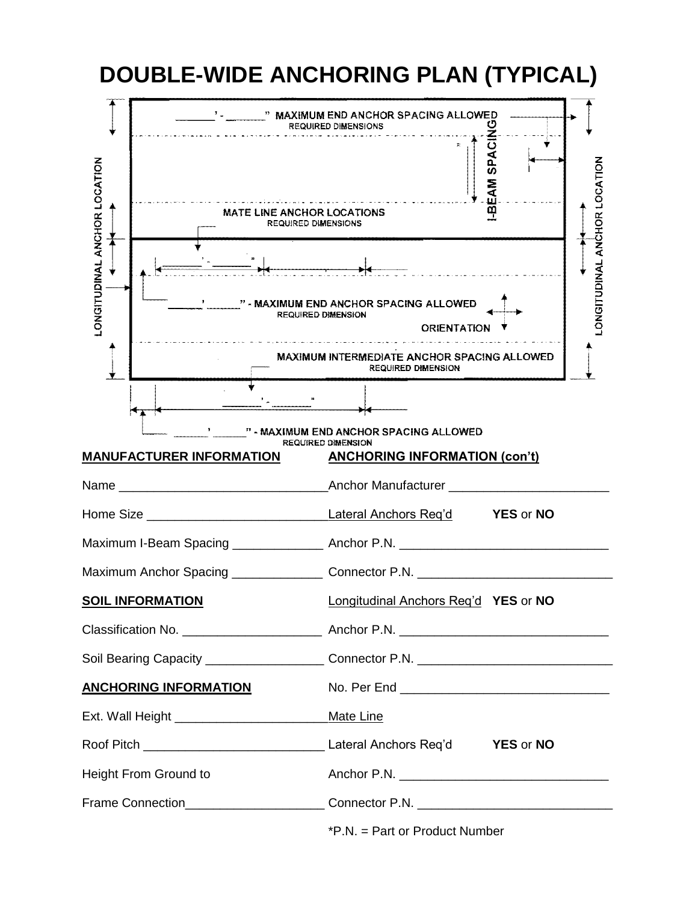# DOUBLE-WIDE ANCHORING PLAN (TYPICAL)

_____' - _____" MAXIMUM END ANCHOR SPACING ALLOWED
REQUIRED DIMENSIONS

I-BEAM SPACING

LONGITUDINAL ANCHOR LOCATION

MATE LINE ANCHOR LOCATIONS
REQUIRED DIMENSIONS

_____' - _____"

_____' _____" - MAXIMUM END ANCHOR SPACING ALLOWED
REQUIRED DIMENSION

ORIENTATION

MAXIMUM INTERMEDIATE ANCHOR SPACING ALLOWED
REQUIRED DIMENSION

_____' - _____"

_____' _____" - MAXIMUM END ANCHOR SPACING ALLOWED
REQUIRED DIMENSION

**MANUFACTURER INFORMATION**

Name ______________________________

Home Size __________________________

Maximum I-Beam Spacing _____________

Maximum Anchor Spacing _____________

**SOIL INFORMATION**

Classification No. ___________________

Soil Bearing Capacity ________________

**ANCHORING INFORMATION**

Ext. Wall Height _____________________

Roof Pitch __________________________

Height From Ground to

Frame Connection____________________

**ANCHORING INFORMATION (con't)**

Anchor Manufacturer _______________________

Lateral Anchors Req'd **YES** or **NO**

Anchor P.N. ______________________________

Connector P.N. ____________________________

Longitudinal Anchors Req'd **YES** or **NO**

Anchor P.N. ______________________________

Connector P.N. ____________________________

No. Per End ______________________________

Mate Line

Lateral Anchors Req'd **YES** or **NO**

Anchor P.N. ______________________________

Connector P.N. ____________________________

*P.N. = Part or Product Number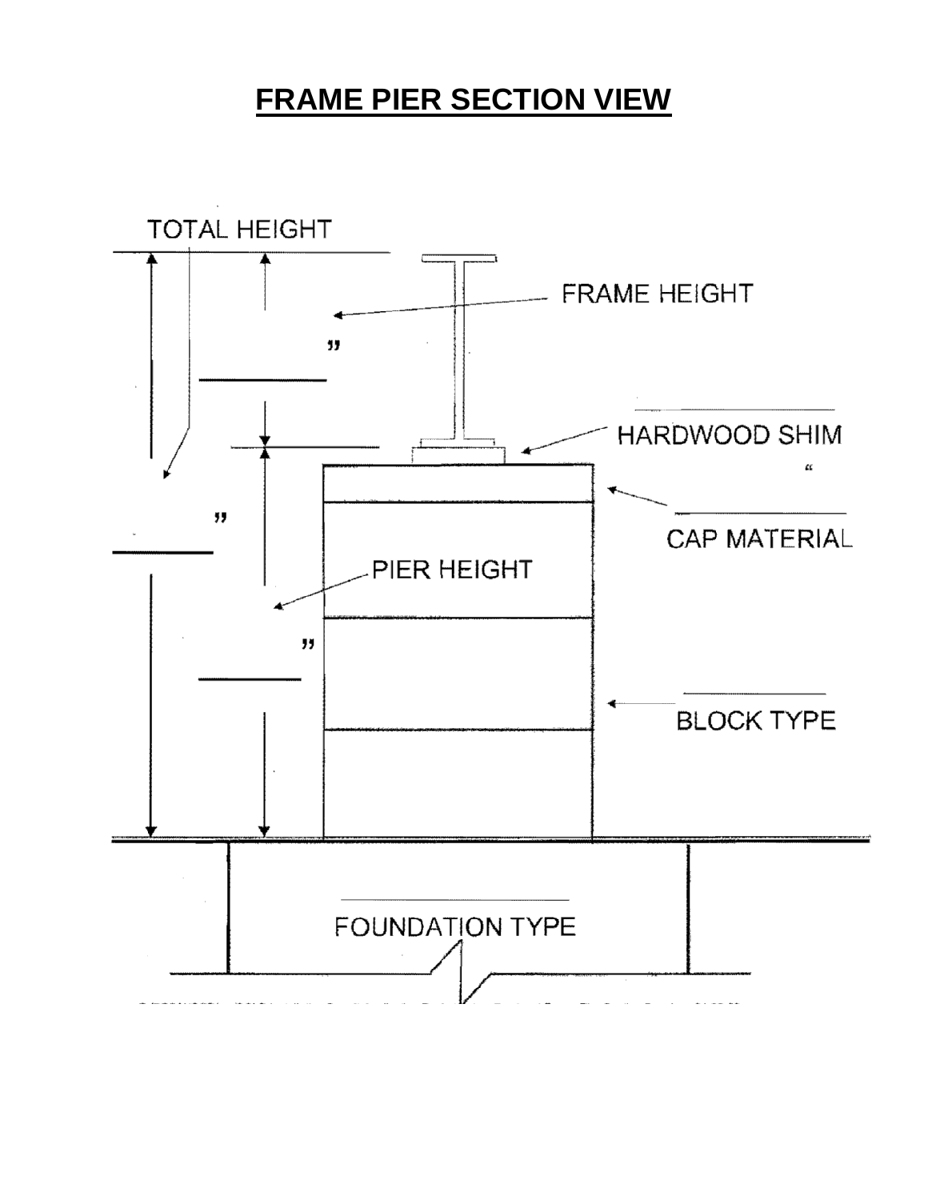# FRAME PIER SECTION VIEW

TOTAL HEIGHT

FRAME HEIGHT

”

HARDWOOD SHIM

“

”

CAP MATERIAL

PIER HEIGHT

”

BLOCK TYPE

FOUNDATION TYPE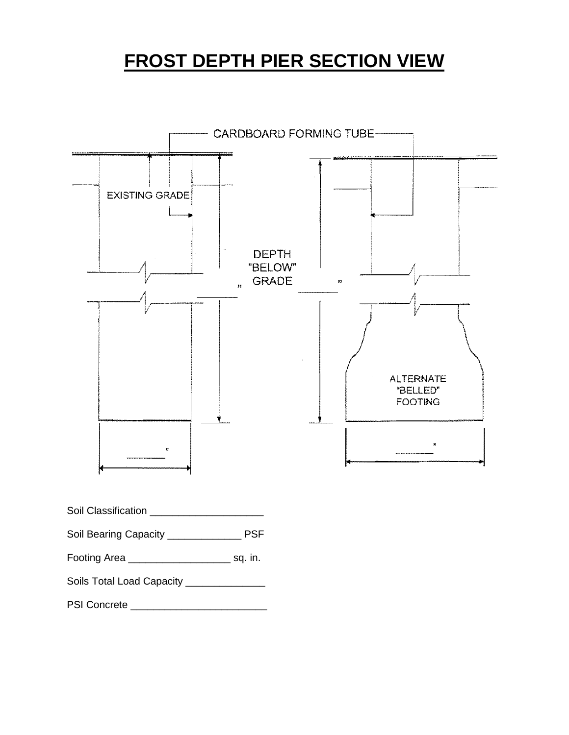# FROST DEPTH PIER SECTION VIEW

CARDBOARD FORMING TUBE

EXISTING GRADE

DEPTH "BELOW" GRADE

______"

______"

ALTERNATE "BELLED" FOOTING

______"

______"

Soil Classification ____________________

Soil Bearing Capacity _____________ PSF

Footing Area __________________ sq. in.

Soils Total Load Capacity ______________

PSI Concrete ________________________